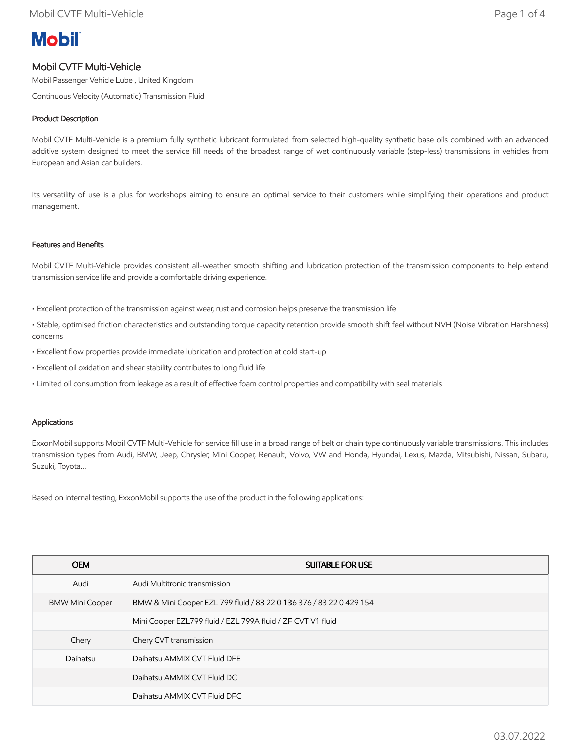# Mobil

## Mobil CVTF Multi-Vehicle

Mobil Passenger Vehicle Lube , United Kingdom

Continuous Velocity (Automatic) Transmission Fluid

### Product Description

Mobil CVTF Multi-Vehicle is a premium fully synthetic lubricant formulated from selected high-quality synthetic base oils combined with an advanced additive system designed to meet the service fill needs of the broadest range of wet continuously variable (step-less) transmissions in vehicles from European and Asian car builders.

Its versatility of use is a plus for workshops aiming to ensure an optimal service to their customers while simplifying their operations and product management.

### Features and Benefits

Mobil CVTF Multi-Vehicle provides consistent all-weather smooth shifting and lubrication protection of the transmission components to help extend transmission service life and provide a comfortable driving experience.

- Excellent protection of the transmission against wear, rust and corrosion helps preserve the transmission life
- Stable, optimised friction characteristics and outstanding torque capacity retention provide smooth shift feel without NVH (Noise Vibration Harshness) concerns
- Excellent flow properties provide immediate lubrication and protection at cold start-up
- Excellent oil oxidation and shear stability contributes to long fluid life
- Limited oil consumption from leakage as a result of effective foam control properties and compatibility with seal materials

### Applications

ExxonMobil supports Mobil CVTF Multi-Vehicle for service fill use in a broad range of belt or chain type continuously variable transmissions. This includes transmission types from Audi, BMW, Jeep, Chrysler, Mini Cooper, Renault, Volvo, VW and Honda, Hyundai, Lexus, Mazda, Mitsubishi, Nissan, Subaru, Suzuki, Toyota...

Based on internal testing, ExxonMobil supports the use of the product in the following applications:

| OEM | SUITABLE FOR USE |
| --- | --- |
| Audi | Audi Multitronic transmission |
| BMW Mini Cooper | BMW & Mini Cooper EZL 799 fluid / 83 22 0 136 376 / 83 22 0 429 154 |
| | Mini Cooper EZL799 fluid / EZL 799A fluid / ZF CVT V1 fluid |
| Chery | Chery CVT transmission |
| Daihatsu | Daihatsu AMMIX CVT Fluid DFE |
| | Daihatsu AMMIX CVT Fluid DC |
| | Daihatsu AMMIX CVT Fluid DFC |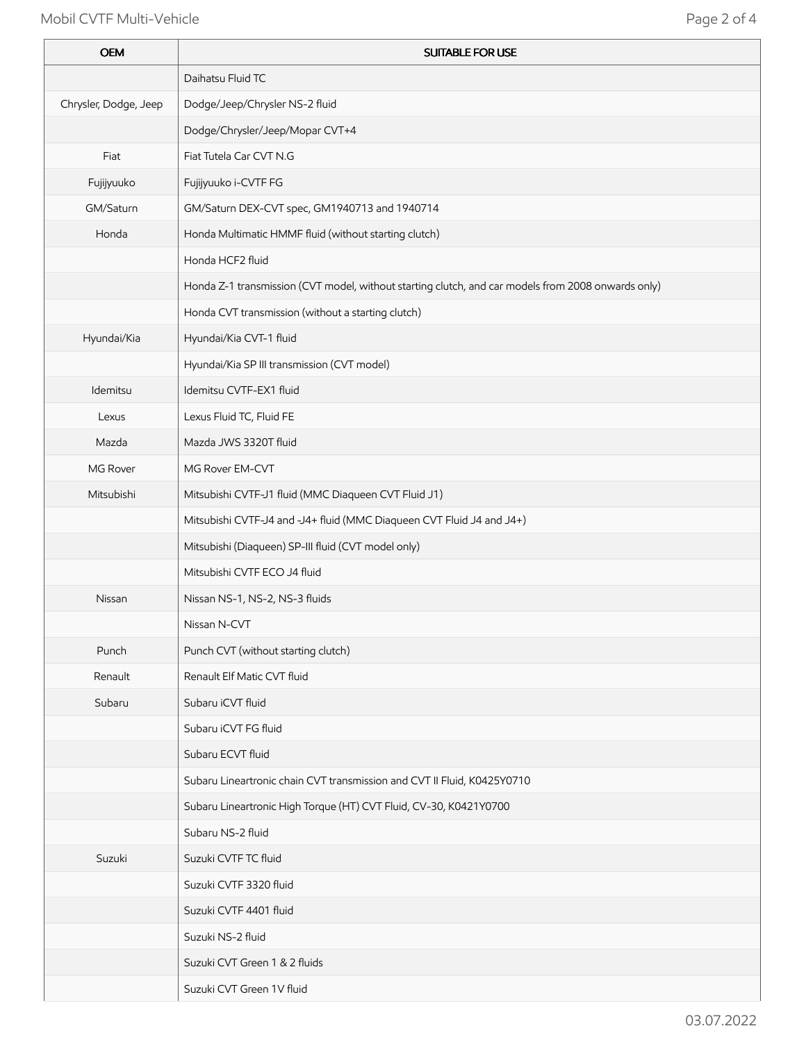| OEM | SUITABLE FOR USE |
|---|---|
| | Daihatsu Fluid TC |
| Chrysler, Dodge, Jeep | Dodge/Jeep/Chrysler NS-2 fluid |
| | Dodge/Chrysler/Jeep/Mopar CVT+4 |
| Fiat | Fiat Tutela Car CVT N.G |
| Fujijyuuko | Fujijyuuko i-CVTF FG |
| GM/Saturn | GM/Saturn DEX-CVT spec, GM1940713 and 1940714 |
| Honda | Honda Multimatic HMMF fluid (without starting clutch) |
| | Honda HCF2 fluid |
| | Honda Z-1 transmission (CVT model, without starting clutch, and car models from 2008 onwards only) |
| | Honda CVT transmission (without a starting clutch) |
| Hyundai/Kia | Hyundai/Kia CVT-1 fluid |
| | Hyundai/Kia SP III transmission (CVT model) |
| Idemitsu | Idemitsu CVTF-EX1 fluid |
| Lexus | Lexus Fluid TC, Fluid FE |
| Mazda | Mazda JWS 3320T fluid |
| MG Rover | MG Rover EM-CVT |
| Mitsubishi | Mitsubishi CVTF-J1 fluid (MMC Diaqueen CVT Fluid J1) |
| | Mitsubishi CVTF-J4 and -J4+ fluid (MMC Diaqueen CVT Fluid J4 and J4+) |
| | Mitsubishi (Diaqueen) SP-III fluid (CVT model only) |
| | Mitsubishi CVTF ECO J4 fluid |
| Nissan | Nissan NS-1, NS-2, NS-3 fluids |
| | Nissan N-CVT |
| Punch | Punch CVT (without starting clutch) |
| Renault | Renault Elf Matic CVT fluid |
| Subaru | Subaru iCVT fluid |
| | Subaru iCVT FG fluid |
| | Subaru ECVT fluid |
| | Subaru Lineartronic chain CVT transmission and CVT II Fluid, K0425Y0710 |
| | Subaru Lineartronic High Torque (HT) CVT Fluid, CV-30, K0421Y0700 |
| | Subaru NS-2 fluid |
| Suzuki | Suzuki CVTF TC fluid |
| | Suzuki CVTF 3320 fluid |
| | Suzuki CVTF 4401 fluid |
| | Suzuki NS-2 fluid |
| | Suzuki CVT Green 1 & 2 fluids |
| | Suzuki CVT Green 1V fluid |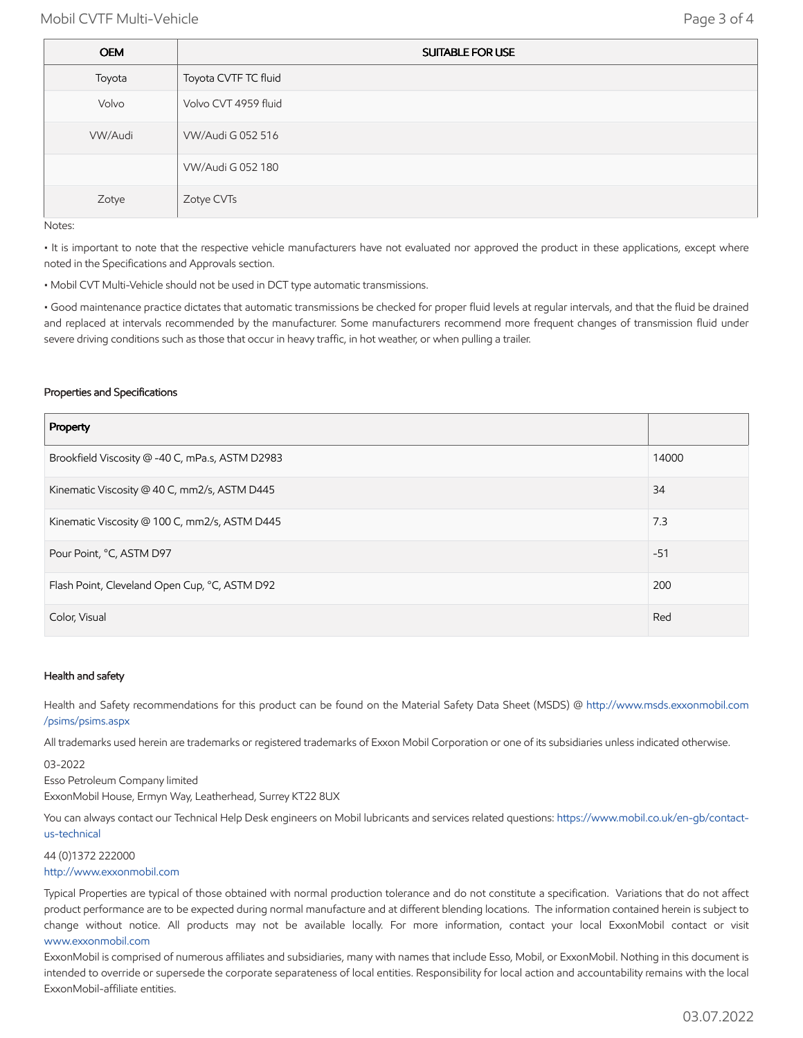| OEM | SUITABLE FOR USE |
| --- | --- |
| Toyota | Toyota CVTF TC fluid |
| Volvo | Volvo CVT 4959 fluid |
| VW/Audi | VW/Audi G 052 516 |
| | VW/Audi G 052 180 |
| Zotye | Zotye CVTs |

Notes:

• It is important to note that the respective vehicle manufacturers have not evaluated nor approved the product in these applications, except where noted in the Specifications and Approvals section.

• Mobil CVT Multi-Vehicle should not be used in DCT type automatic transmissions.

• Good maintenance practice dictates that automatic transmissions be checked for proper fluid levels at regular intervals, and that the fluid be drained and replaced at intervals recommended by the manufacturer. Some manufacturers recommend more frequent changes of transmission fluid under severe driving conditions such as those that occur in heavy traffic, in hot weather, or when pulling a trailer.

### Properties and Specifications

| Property | |
| --- | --- |
| Brookfield Viscosity @ -40 C, mPa.s, ASTM D2983 | 14000 |
| Kinematic Viscosity @ 40 C, mm2/s, ASTM D445 | 34 |
| Kinematic Viscosity @ 100 C, mm2/s, ASTM D445 | 7.3 |
| Pour Point, °C, ASTM D97 | -51 |
| Flash Point, Cleveland Open Cup, °C, ASTM D92 | 200 |
| Color, Visual | Red |

### Health and safety

Health and Safety recommendations for this product can be found on the Material Safety Data Sheet (MSDS) @ http://www.msds.exxonmobil.com/psims/psims.aspx

All trademarks used herein are trademarks or registered trademarks of Exxon Mobil Corporation or one of its subsidiaries unless indicated otherwise.

03-2022

Esso Petroleum Company limited

ExxonMobil House, Ermyn Way, Leatherhead, Surrey KT22 8UX

You can always contact our Technical Help Desk engineers on Mobil lubricants and services related questions: https://www.mobil.co.uk/en-gb/contact-us-technical

44 (0)1372 222000

http://www.exxonmobil.com

Typical Properties are typical of those obtained with normal production tolerance and do not constitute a specification. Variations that do not affect product performance are to be expected during normal manufacture and at different blending locations. The information contained herein is subject to change without notice. All products may not be available locally. For more information, contact your local ExxonMobil contact or visit www.exxonmobil.com

ExxonMobil is comprised of numerous affiliates and subsidiaries, many with names that include Esso, Mobil, or ExxonMobil. Nothing in this document is intended to override or supersede the corporate separateness of local entities. Responsibility for local action and accountability remains with the local ExxonMobil-affiliate entities.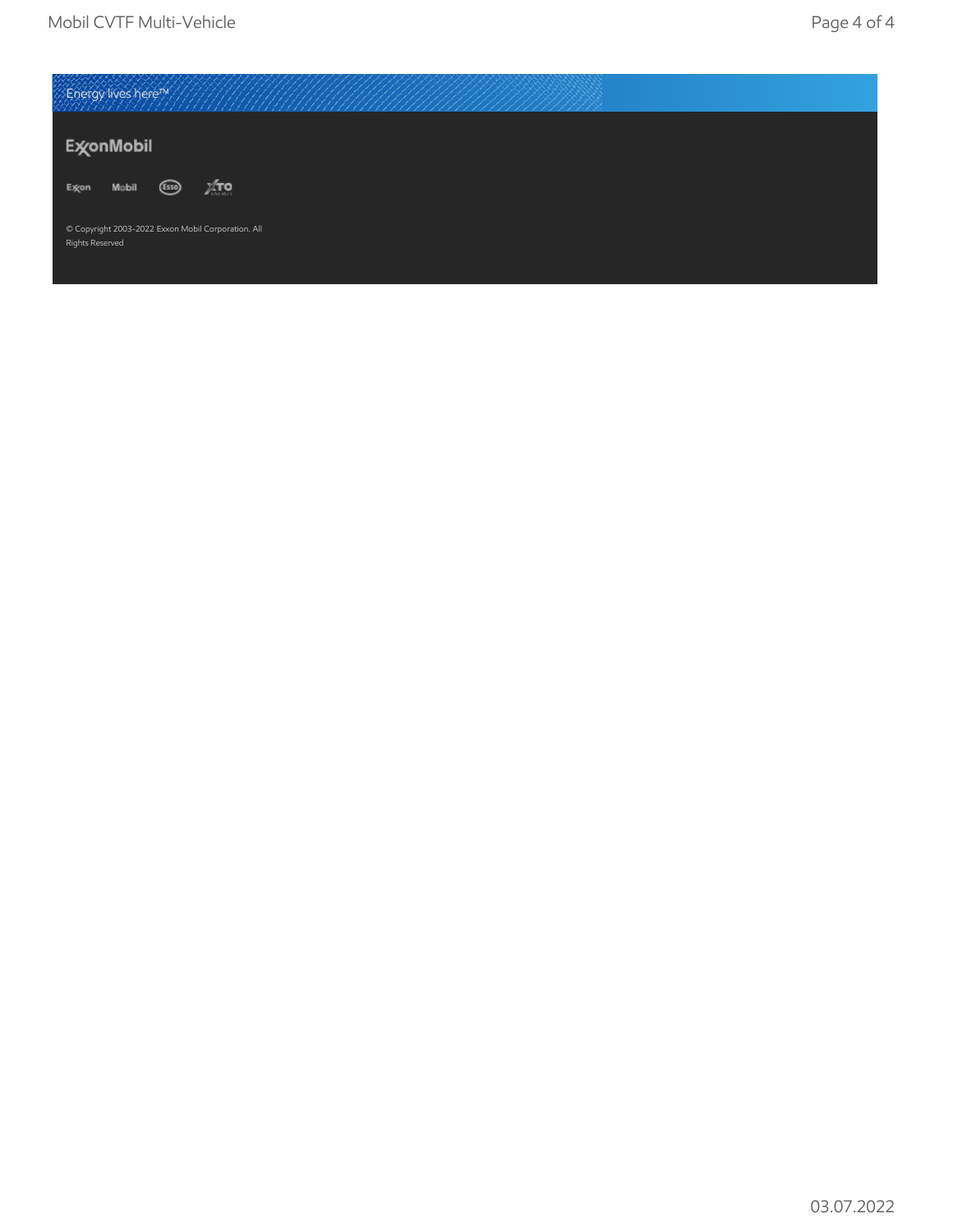Energy lives here™

ExxonMobil

Exxon Mobil Esso XTO

© Copyright 2003-2022 Exxon Mobil Corporation. All Rights Reserved